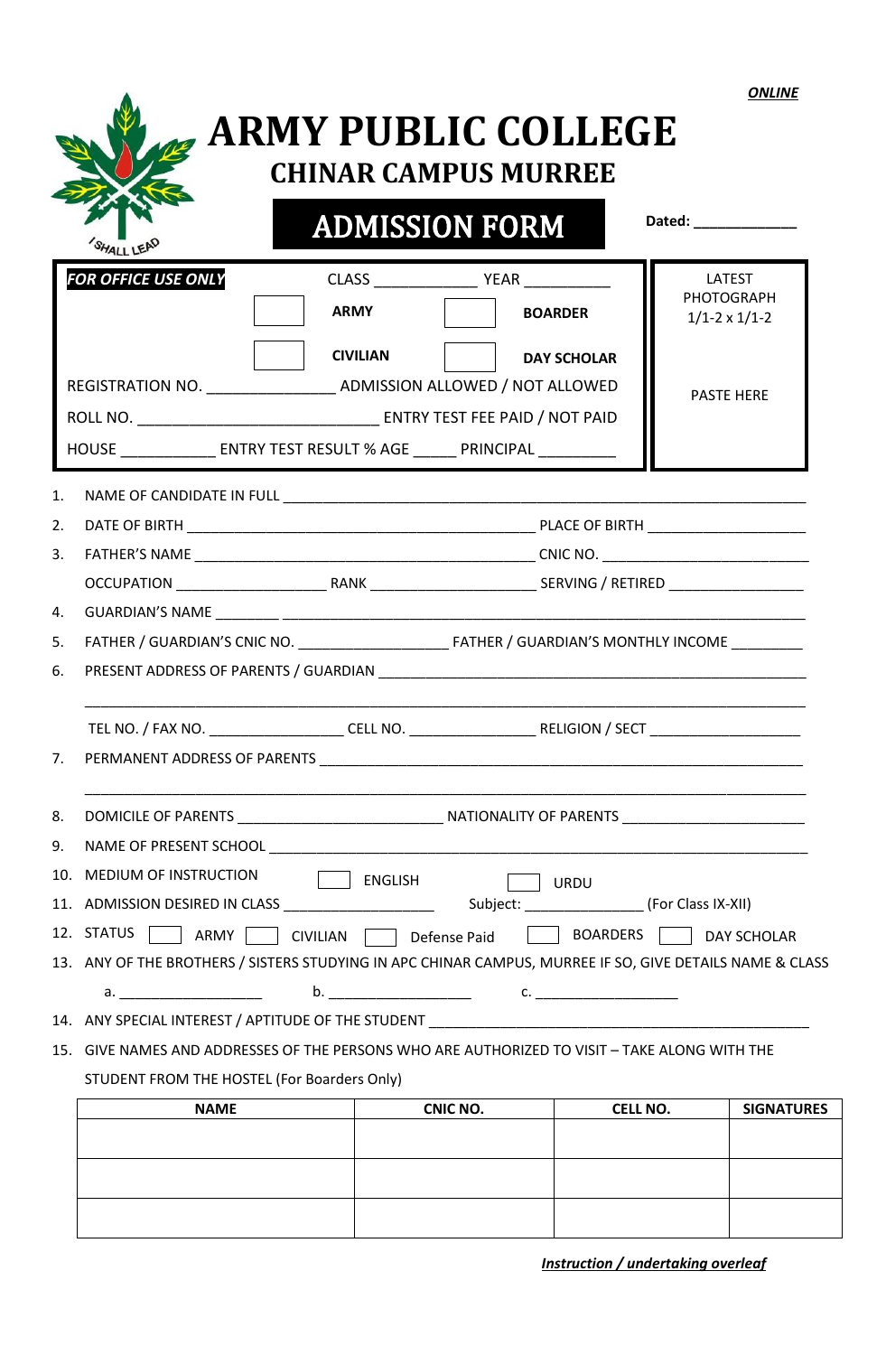***ONLINE***

# ARMY PUBLIC COLLEGE

## CHINAR CAMPUS MURREE

I SHALL LEAD

## ADMISSION FORM

**Dated: _____________**

***FOR OFFICE USE ONLY***

CLASS ____________ YEAR __________

☐ **ARMY** ☐ **BOARDER**

☐ **CIVILIAN** ☐ **DAY SCHOLAR**

REGISTRATION NO. _______________ ADMISSION ALLOWED / NOT ALLOWED

ROLL NO. ____________________________ ENTRY TEST FEE PAID / NOT PAID

HOUSE ___________ ENTRY TEST RESULT % AGE _____ PRINCIPAL _________

LATEST PHOTOGRAPH 1/1-2 x 1/1-2

PASTE HERE

1. NAME OF CANDIDATE IN FULL ______________________________________________________________
2. DATE OF BIRTH ________________________________________ PLACE OF BIRTH ___________________
3. FATHER'S NAME _______________________________________ CNIC NO. _________________________

   OCCUPATION ___________________ RANK ____________________ SERVING / RETIRED ________________
4. GUARDIAN'S NAME ________ ______________________________________________________________
5. FATHER / GUARDIAN'S CNIC NO. __________________ FATHER / GUARDIAN'S MONTHLY INCOME _________
6. PRESENT ADDRESS OF PARENTS / GUARDIAN _____________________________________________________

   ___________________________________________________________________________________________

   TEL NO. / FAX NO. _________________ CELL NO. ________________ RELIGION / SECT ___________________
7. PERMANENT ADDRESS OF PARENTS ____________________________________________________________

   ___________________________________________________________________________________________
8. DOMICILE OF PARENTS __________________________ NATIONALITY OF PARENTS _______________________
9. NAME OF PRESENT SCHOOL _________________________________________________________________
10. MEDIUM OF INSTRUCTION ☐ ENGLISH ☐ URDU
11. ADMISSION DESIRED IN CLASS ___________________ Subject: _______________ (For Class IX-XII)
12. STATUS ☐ ARMY ☐ CIVILIAN ☐ Defense Paid ☐ BOARDERS ☐ DAY SCHOLAR
13. ANY OF THE BROTHERS / SISTERS STUDYING IN APC CHINAR CAMPUS, MURREE IF SO, GIVE DETAILS NAME & CLASS

    a. ___________________ b. ___________________ c. ___________________
14. ANY SPECIAL INTEREST / APTITUDE OF THE STUDENT _______________________________________________
15. GIVE NAMES AND ADDRESSES OF THE PERSONS WHO ARE AUTHORIZED TO VISIT – TAKE ALONG WITH THE STUDENT FROM THE HOSTEL (For Boarders Only)

| NAME | CNIC NO. | CELL NO. | SIGNATURES |
|---|---|---|---|
| | | | |
| | | | |
| | | | |

***Instruction / undertaking overleaf***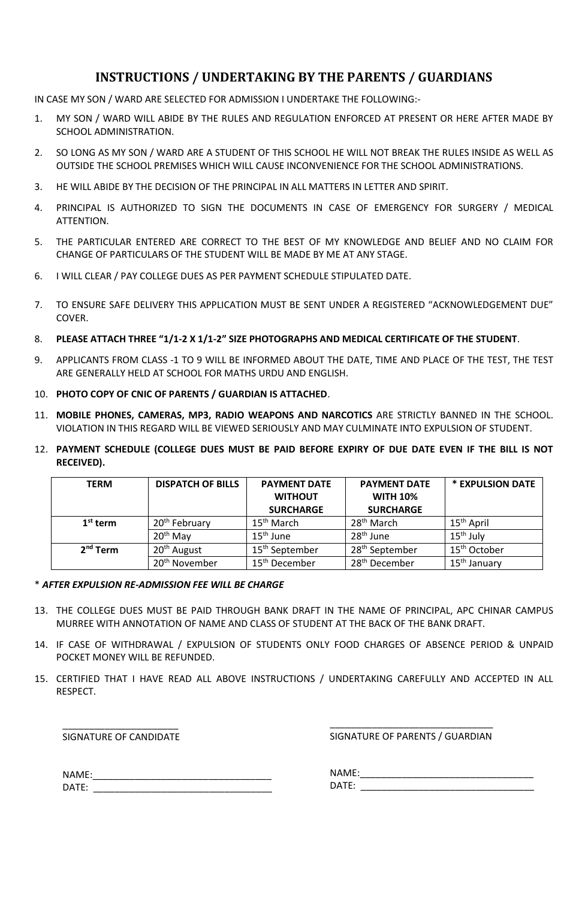# INSTRUCTIONS / UNDERTAKING BY THE PARENTS / GUARDIANS

IN CASE MY SON / WARD ARE SELECTED FOR ADMISSION I UNDERTAKE THE FOLLOWING:-

1. MY SON / WARD WILL ABIDE BY THE RULES AND REGULATION ENFORCED AT PRESENT OR HERE AFTER MADE BY SCHOOL ADMINISTRATION.
2. SO LONG AS MY SON / WARD ARE A STUDENT OF THIS SCHOOL HE WILL NOT BREAK THE RULES INSIDE AS WELL AS OUTSIDE THE SCHOOL PREMISES WHICH WILL CAUSE INCONVENIENCE FOR THE SCHOOL ADMINISTRATIONS.
3. HE WILL ABIDE BY THE DECISION OF THE PRINCIPAL IN ALL MATTERS IN LETTER AND SPIRIT.
4. PRINCIPAL IS AUTHORIZED TO SIGN THE DOCUMENTS IN CASE OF EMERGENCY FOR SURGERY / MEDICAL ATTENTION.
5. THE PARTICULAR ENTERED ARE CORRECT TO THE BEST OF MY KNOWLEDGE AND BELIEF AND NO CLAIM FOR CHANGE OF PARTICULARS OF THE STUDENT WILL BE MADE BY ME AT ANY STAGE.
6. I WILL CLEAR / PAY COLLEGE DUES AS PER PAYMENT SCHEDULE STIPULATED DATE.
7. TO ENSURE SAFE DELIVERY THIS APPLICATION MUST BE SENT UNDER A REGISTERED "ACKNOWLEDGEMENT DUE" COVER.
8. **PLEASE ATTACH THREE "1/1-2 X 1/1-2" SIZE PHOTOGRAPHS AND MEDICAL CERTIFICATE OF THE STUDENT**.
9. APPLICANTS FROM CLASS -1 TO 9 WILL BE INFORMED ABOUT THE DATE, TIME AND PLACE OF THE TEST, THE TEST ARE GENERALLY HELD AT SCHOOL FOR MATHS URDU AND ENGLISH.
10. **PHOTO COPY OF CNIC OF PARENTS / GUARDIAN IS ATTACHED**.
11. **MOBILE PHONES, CAMERAS, MP3, RADIO WEAPONS AND NARCOTICS** ARE STRICTLY BANNED IN THE SCHOOL. VIOLATION IN THIS REGARD WILL BE VIEWED SERIOUSLY AND MAY CULMINATE INTO EXPULSION OF STUDENT.
12. **PAYMENT SCHEDULE (COLLEGE DUES MUST BE PAID BEFORE EXPIRY OF DUE DATE EVEN IF THE BILL IS NOT RECEIVED).**

| TERM | DISPATCH OF BILLS | PAYMENT DATE WITHOUT SURCHARGE | PAYMENT DATE WITH 10% SURCHARGE | * EXPULSION DATE |
|---|---|---|---|---|
| 1st term | 20th February | 15th March | 28th March | 15th April |
| | 20th May | 15th June | 28th June | 15th July |
| 2nd Term | 20th August | 15th September | 28th September | 15th October |
| | 20th November | 15th December | 28th December | 15th January |

\* ***AFTER EXPULSION RE-ADMISSION FEE WILL BE CHARGE***

13. THE COLLEGE DUES MUST BE PAID THROUGH BANK DRAFT IN THE NAME OF PRINCIPAL, APC CHINAR CAMPUS MURREE WITH ANNOTATION OF NAME AND CLASS OF STUDENT AT THE BACK OF THE BANK DRAFT.
14. IF CASE OF WITHDRAWAL / EXPULSION OF STUDENTS ONLY FOOD CHARGES OF ABSENCE PERIOD & UNPAID POCKET MONEY WILL BE REFUNDED.
15. CERTIFIED THAT I HAVE READ ALL ABOVE INSTRUCTIONS / UNDERTAKING CAREFULLY AND ACCEPTED IN ALL RESPECT.

______________________
SIGNATURE OF CANDIDATE

NAME:________________________________
DATE: ________________________________

______________________________
SIGNATURE OF PARENTS / GUARDIAN

NAME:________________________________
DATE: ________________________________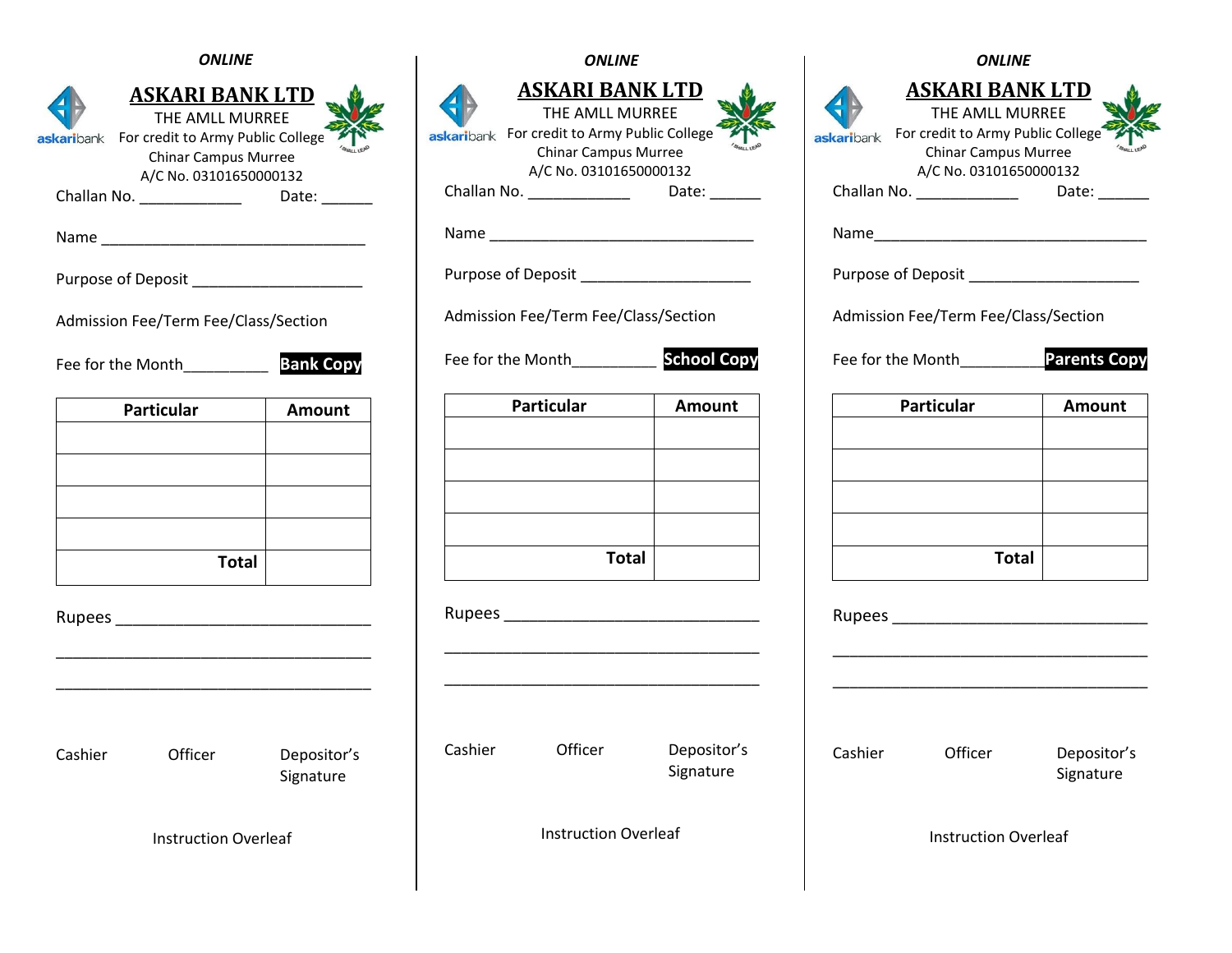*ONLINE*

# ASKARI BANK LTD

askaribank

THE AMLL MURREE
For credit to Army Public College
Chinar Campus Murree
A/C No. 03101650000132

Challan No. ____________ Date: ______

Name _______________________________

Purpose of Deposit ____________________

Admission Fee/Term Fee/Class/Section

Fee for the Month__________ **Bank Copy**

| Particular | Amount |
|---|---|
| | |
| | |
| | |
| | |
| **Total** | |

Rupees _____________________________

____________________________________

____________________________________

Cashier Officer Depositor's Signature

Instruction Overleaf

---

*ONLINE*

# ASKARI BANK LTD

askaribank

THE AMLL MURREE
For credit to Army Public College
Chinar Campus Murree
A/C No. 03101650000132

Challan No. ____________ Date: ______

Name _______________________________

Purpose of Deposit ____________________

Admission Fee/Term Fee/Class/Section

Fee for the Month__________ **School Copy**

| Particular | Amount |
|---|---|
| | |
| | |
| | |
| | |
| **Total** | |

Rupees _____________________________

____________________________________

____________________________________

Cashier Officer Depositor's Signature

Instruction Overleaf

---

*ONLINE*

# ASKARI BANK LTD

askaribank

THE AMLL MURREE
For credit to Army Public College
Chinar Campus Murree
A/C No. 03101650000132

Challan No. ____________ Date: ______

Name________________________________

Purpose of Deposit ____________________

Admission Fee/Term Fee/Class/Section

Fee for the Month__________ **Parents Copy**

| Particular | Amount |
|---|---|
| | |
| | |
| | |
| | |
| **Total** | |

Rupees _____________________________

____________________________________

____________________________________

Cashier Officer Depositor's Signature

Instruction Overleaf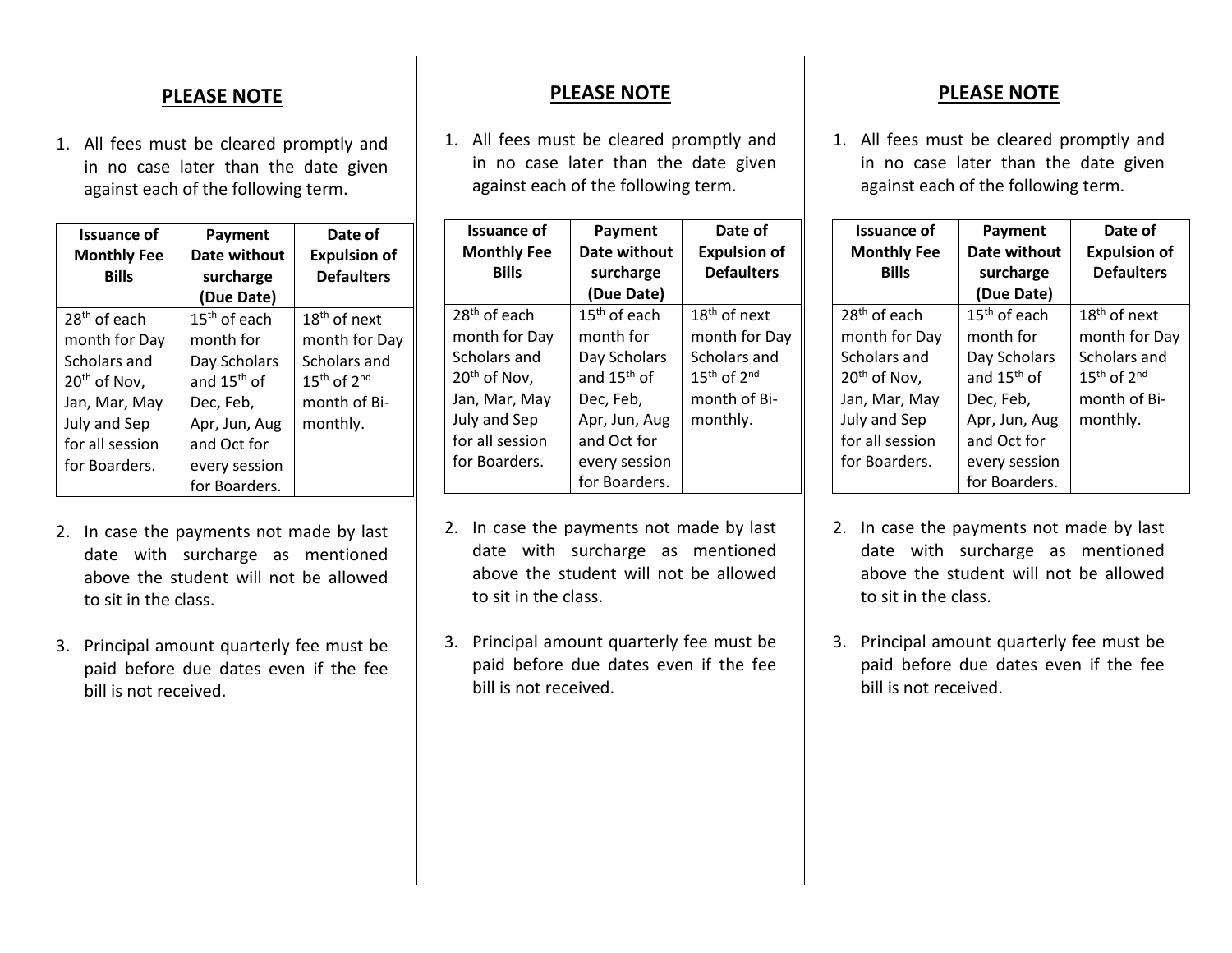## PLEASE NOTE

1. All fees must be cleared promptly and in no case later than the date given against each of the following term.

| Issuance of Monthly Fee Bills | Payment Date without surcharge (Due Date) | Date of Expulsion of Defaulters |
|---|---|---|
| 28th of each month for Day Scholars and 20th of Nov, Jan, Mar, May July and Sep for all session for Boarders. | 15th of each month for Day Scholars and 15th of Dec, Feb, Apr, Jun, Aug and Oct for every session for Boarders. | 18th of next month for Day Scholars and 15th of 2nd month of Bi-monthly. |

2. In case the payments not made by last date with surcharge as mentioned above the student will not be allowed to sit in the class.

3. Principal amount quarterly fee must be paid before due dates even if the fee bill is not received.

## PLEASE NOTE

1. All fees must be cleared promptly and in no case later than the date given against each of the following term.

| Issuance of Monthly Fee Bills | Payment Date without surcharge (Due Date) | Date of Expulsion of Defaulters |
|---|---|---|
| 28th of each month for Day Scholars and 20th of Nov, Jan, Mar, May July and Sep for all session for Boarders. | 15th of each month for Day Scholars and 15th of Dec, Feb, Apr, Jun, Aug and Oct for every session for Boarders. | 18th of next month for Day Scholars and 15th of 2nd month of Bi-monthly. |

2. In case the payments not made by last date with surcharge as mentioned above the student will not be allowed to sit in the class.

3. Principal amount quarterly fee must be paid before due dates even if the fee bill is not received.

## PLEASE NOTE

1. All fees must be cleared promptly and in no case later than the date given against each of the following term.

| Issuance of Monthly Fee Bills | Payment Date without surcharge (Due Date) | Date of Expulsion of Defaulters |
|---|---|---|
| 28th of each month for Day Scholars and 20th of Nov, Jan, Mar, May July and Sep for all session for Boarders. | 15th of each month for Day Scholars and 15th of Dec, Feb, Apr, Jun, Aug and Oct for every session for Boarders. | 18th of next month for Day Scholars and 15th of 2nd month of Bi-monthly. |

2. In case the payments not made by last date with surcharge as mentioned above the student will not be allowed to sit in the class.

3. Principal amount quarterly fee must be paid before due dates even if the fee bill is not received.